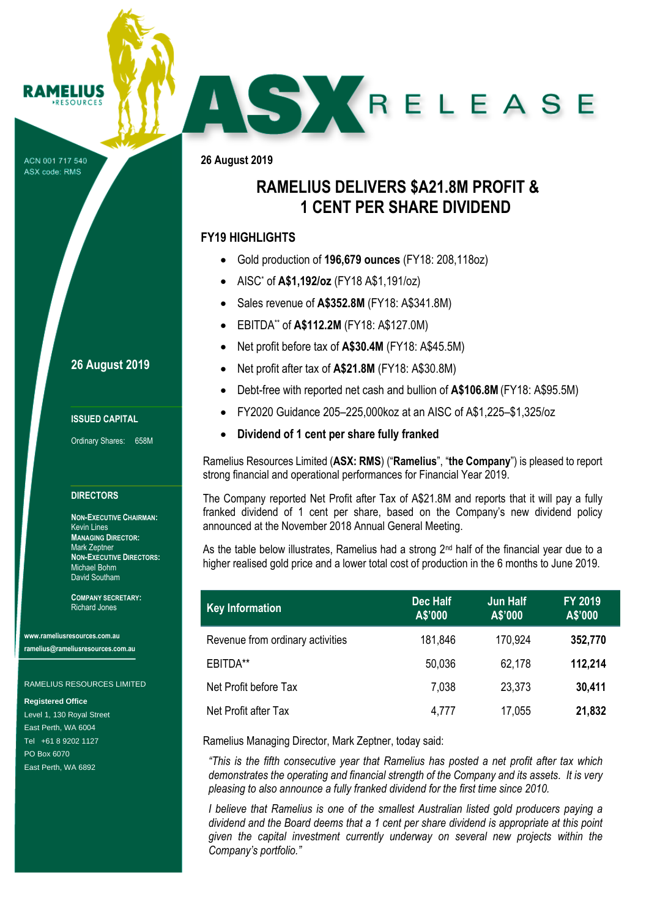RAMELIUS RESOURCES

ACN 001 717 540
ASX code: RMS

# ASX RELEASE

26 August 2019

## RAMELIUS DELIVERS $A21.8M PROFIT & 1 CENT PER SHARE DIVIDEND

### FY19 HIGHLIGHTS

- Gold production of **196,679 ounces** (FY18: 208,118oz)
- AISC* of **A$1,192/oz** (FY18 A$1,191/oz)
- Sales revenue of **A$352.8M** (FY18: A$341.8M)
- EBITDA** of **A$112.2M** (FY18: A$127.0M)
- Net profit before tax of **A$30.4M** (FY18: A$45.5M)
- Net profit after tax of **A$21.8M** (FY18: A$30.8M)
- Debt-free with reported net cash and bullion of **A$106.8M** (FY18: A$95.5M)
- FY2020 Guidance 205–225,000koz at an AISC of A$1,225–$1,325/oz
- **Dividend of 1 cent per share fully franked**

Ramelius Resources Limited (**ASX: RMS**) ("**Ramelius**", "**the Company**") is pleased to report strong financial and operational performances for Financial Year 2019.

The Company reported Net Profit after Tax of A$21.8M and reports that it will pay a fully franked dividend of 1 cent per share, based on the Company's new dividend policy announced at the November 2018 Annual General Meeting.

As the table below illustrates, Ramelius had a strong 2nd half of the financial year due to a higher realised gold price and a lower total cost of production in the 6 months to June 2019.

| Key Information | Dec Half A$'000 | Jun Half A$'000 | FY 2019 A$'000 |
|---|---|---|---|
| Revenue from ordinary activities | 181,846 | 170,924 | **352,770** |
| EBITDA** | 50,036 | 62,178 | **112,214** |
| Net Profit before Tax | 7,038 | 23,373 | **30,411** |
| Net Profit after Tax | 4,777 | 17,055 | **21,832** |

Ramelius Managing Director, Mark Zeptner, today said:

*"This is the fifth consecutive year that Ramelius has posted a net profit after tax which demonstrates the operating and financial strength of the Company and its assets. It is very pleasing to also announce a fully franked dividend for the first time since 2010.*

*I believe that Ramelius is one of the smallest Australian listed gold producers paying a dividend and the Board deems that a 1 cent per share dividend is appropriate at this point given the capital investment currently underway on several new projects within the Company's portfolio."*

26 August 2019

**ISSUED CAPITAL**

Ordinary Shares: 658M

**DIRECTORS**

**NON-EXECUTIVE CHAIRMAN:**
Kevin Lines
**MANAGING DIRECTOR:**
Mark Zeptner
**NON-EXECUTIVE DIRECTORS:**
Michael Bohm
David Southam

**COMPANY SECRETARY:**
Richard Jones

www.rameliusresources.com.au
ramelius@rameliusresources.com.au

RAMELIUS RESOURCES LIMITED

**Registered Office**
Level 1, 130 Royal Street
East Perth, WA 6004
Tel +61 8 9202 1127
PO Box 6070
East Perth, WA 6892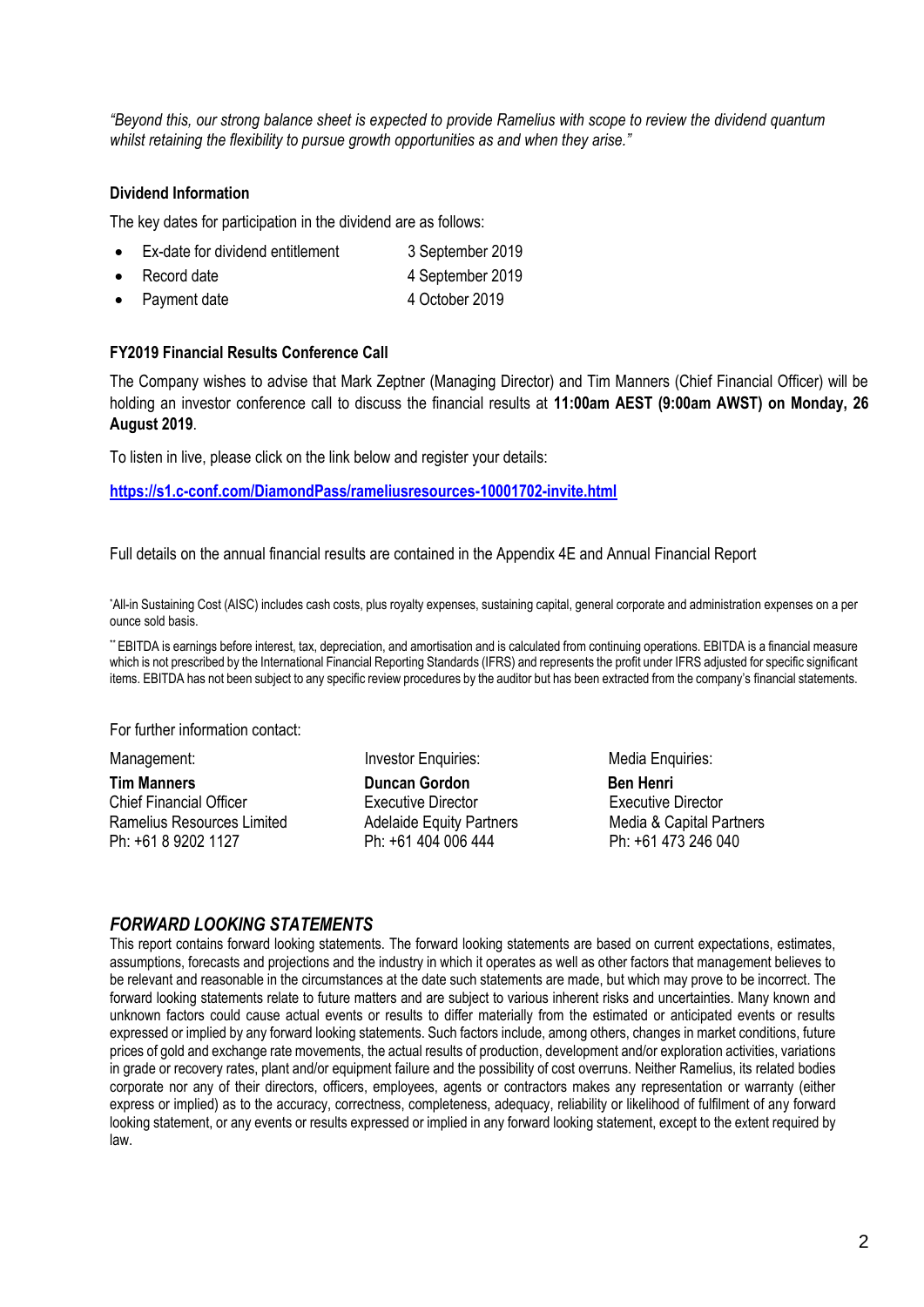*"Beyond this, our strong balance sheet is expected to provide Ramelius with scope to review the dividend quantum whilst retaining the flexibility to pursue growth opportunities as and when they arise."*

**Dividend Information**

The key dates for participation in the dividend are as follows:

- Ex-date for dividend entitlement 3 September 2019
- Record date 4 September 2019
- Payment date 4 October 2019

**FY2019 Financial Results Conference Call**

The Company wishes to advise that Mark Zeptner (Managing Director) and Tim Manners (Chief Financial Officer) will be holding an investor conference call to discuss the financial results at **11:00am AEST (9:00am AWST) on Monday, 26 August 2019**.

To listen in live, please click on the link below and register your details:

**https://s1.c-conf.com/DiamondPass/rameliusresources-10001702-invite.html**

Full details on the annual financial results are contained in the Appendix 4E and Annual Financial Report

*All-in Sustaining Cost (AISC) includes cash costs, plus royalty expenses, sustaining capital, general corporate and administration expenses on a per ounce sold basis.

** EBITDA is earnings before interest, tax, depreciation, and amortisation and is calculated from continuing operations. EBITDA is a financial measure which is not prescribed by the International Financial Reporting Standards (IFRS) and represents the profit under IFRS adjusted for specific significant items. EBITDA has not been subject to any specific review procedures by the auditor but has been extracted from the company's financial statements.

For further information contact:

Management:
**Tim Manners**
Chief Financial Officer
Ramelius Resources Limited
Ph: +61 8 9202 1127

Investor Enquiries:
**Duncan Gordon**
Executive Director
Adelaide Equity Partners
Ph: +61 404 006 444

Media Enquiries:
**Ben Henri**
Executive Director
Media & Capital Partners
Ph: +61 473 246 040

## *FORWARD LOOKING STATEMENTS*

This report contains forward looking statements. The forward looking statements are based on current expectations, estimates, assumptions, forecasts and projections and the industry in which it operates as well as other factors that management believes to be relevant and reasonable in the circumstances at the date such statements are made, but which may prove to be incorrect. The forward looking statements relate to future matters and are subject to various inherent risks and uncertainties. Many known and unknown factors could cause actual events or results to differ materially from the estimated or anticipated events or results expressed or implied by any forward looking statements. Such factors include, among others, changes in market conditions, future prices of gold and exchange rate movements, the actual results of production, development and/or exploration activities, variations in grade or recovery rates, plant and/or equipment failure and the possibility of cost overruns. Neither Ramelius, its related bodies corporate nor any of their directors, officers, employees, agents or contractors makes any representation or warranty (either express or implied) as to the accuracy, correctness, completeness, adequacy, reliability or likelihood of fulfilment of any forward looking statement, or any events or results expressed or implied in any forward looking statement, except to the extent required by law.